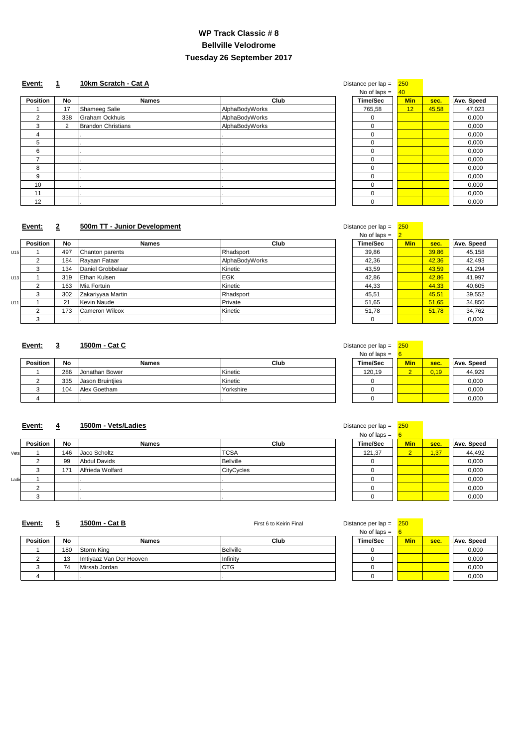# WP Track Classic # 8
# Bellville Velodrome
# Tuesday 26 September 2017

**Event:** **1** **10km Scratch - Cat A**

Distance per lap = 250
No of laps = 40

| Position | No | Names | Club | Time/Sec | Min | sec. | Ave. Speed |
|---|---|---|---|---|---|---|---|
| 1 | 17 | Shameeg Salie | AlphaBodyWorks | 765,58 | 12 | 45,58 | 47,023 |
| 2 | 338 | Graham Ockhuis | AlphaBodyWorks | 0 | | | 0,000 |
| 3 | 2 | Brandon Christians | AlphaBodyWorks | 0 | | | 0,000 |
| 4 | | . | . | 0 | | | 0,000 |
| 5 | | . | . | 0 | | | 0,000 |
| 6 | | . | . | 0 | | | 0,000 |
| 7 | | . | . | 0 | | | 0,000 |
| 8 | | . | . | 0 | | | 0,000 |
| 9 | | . | . | 0 | | | 0,000 |
| 10 | | . | . | 0 | | | 0,000 |
| 11 | | . | . | 0 | | | 0,000 |
| 12 | | . | . | 0 | | | 0,000 |

**Event:** **2** **500m TT - Junior Development**

Distance per lap = 250
No of laps = 2

| | Position | No | Names | Club | Time/Sec | Min | sec. | Ave. Speed |
|---|---|---|---|---|---|---|---|---|
| U15 | 1 | 497 | Chanton parents | Rhadsport | 39,86 | | 39,86 | 45,158 |
| | 2 | 184 | Rayaan Fataar | AlphaBodyWorks | 42,36 | | 42,36 | 42,493 |
| | 3 | 134 | Daniel Grobbelaar | Kinetic | 43,59 | | 43,59 | 41,294 |
| U13 | 1 | 319 | Ethan Kulsen | EGK | 42,86 | | 42,86 | 41,997 |
| | 2 | 163 | Mia Fortuin | Kinetic | 44,33 | | 44,33 | 40,605 |
| | 3 | 302 | Zakariyyaa Martin | Rhadsport | 45,51 | | 45,51 | 39,552 |
| U11 | 1 | 21 | Kevin Naude | Private | 51,65 | | 51,65 | 34,850 |
| | 2 | 173 | Cameron Wilcox | Kinetic | 51,78 | | 51,78 | 34,762 |
| | 3 | | . | . | 0 | | | 0,000 |

**Event:** **3** **1500m - Cat C**

Distance per lap = 250
No of laps = 6

| Position | No | Names | Club | Time/Sec | Min | sec. | Ave. Speed |
|---|---|---|---|---|---|---|---|
| 1 | 286 | Jonathan Bower | Kinetic | 120,19 | 2 | 0,19 | 44,929 |
| 2 | 335 | Jason Bruintjies | Kinetic | 0 | | | 0,000 |
| 3 | 104 | Alex Goetham | Yorkshire | 0 | | | 0,000 |
| 4 | | . | . | 0 | | | 0,000 |

**Event:** **4** **1500m - Vets/Ladies**

Distance per lap = 250
No of laps = 6

| | Position | No | Names | Club | Time/Sec | Min | sec. | Ave. Speed |
|---|---|---|---|---|---|---|---|---|
| Vets | 1 | 146 | Jaco Scholtz | TCSA | 121,37 | 2 | 1,37 | 44,492 |
| | 2 | 99 | Abdul Davids | Bellville | 0 | | | 0,000 |
| | 3 | 171 | Alfrieda Wolfard | CityCycles | 0 | | | 0,000 |
| Ladies | 1 | | . | . | 0 | | | 0,000 |
| | 2 | | . | . | 0 | | | 0,000 |
| | 3 | | . | . | 0 | | | 0,000 |

**Event:** **5** **1500m - Cat B**

First 6 to Keirin Final

Distance per lap = 250
No of laps = 6

| Position | No | Names | Club | Time/Sec | Min | sec. | Ave. Speed |
|---|---|---|---|---|---|---|---|
| 1 | 180 | Storm King | Bellville | 0 | | | 0,000 |
| 2 | 13 | Imtiyaaz Van Der Hooven | Infinity | 0 | | | 0,000 |
| 3 | 74 | Mirsab Jordan | CTG | 0 | | | 0,000 |
| 4 | | . | . | 0 | | | 0,000 |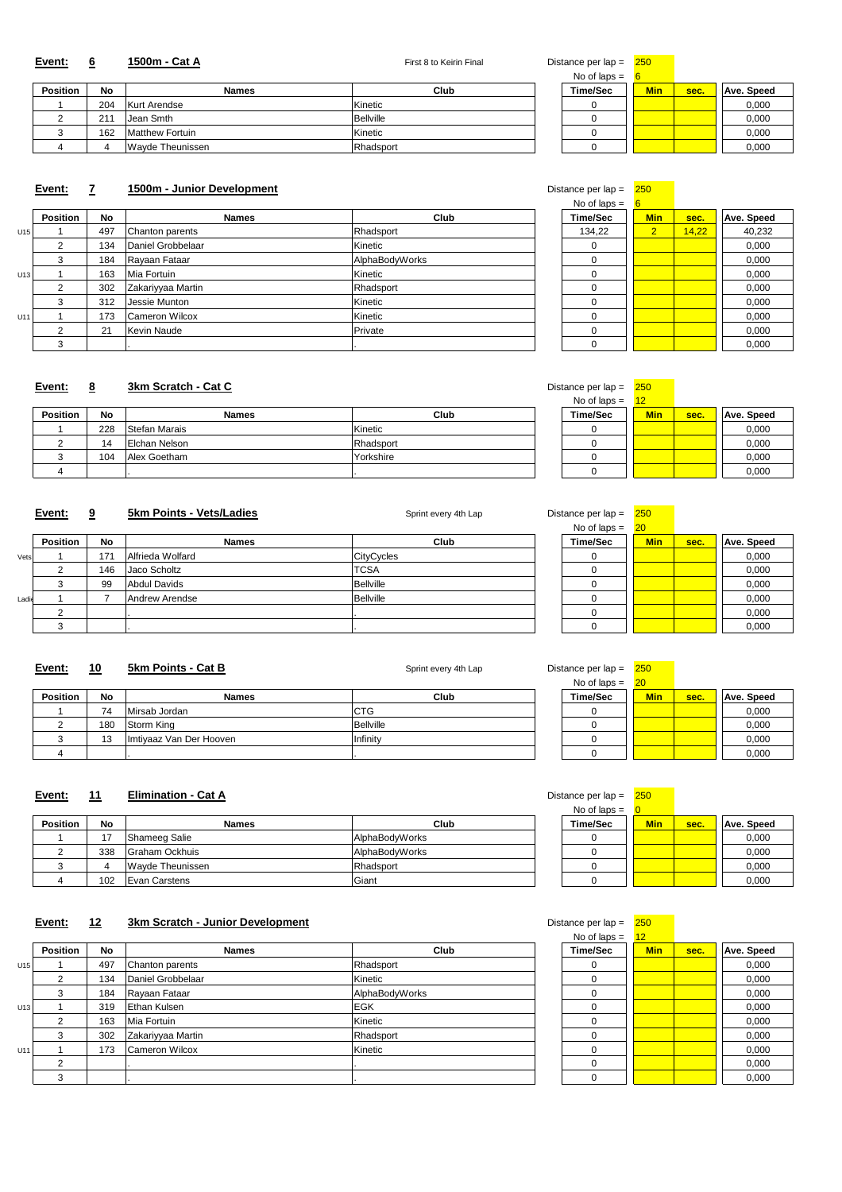**Event: 6** **1500m - Cat A** First 8 to Keirin Final

Distance per lap = 250
No of laps = 6

| Position | No | Names | Club | Time/Sec | Min | sec. | Ave. Speed |
|---|---|---|---|---|---|---|---|
| 1 | 204 | Kurt Arendse | Kinetic | 0 | | | 0,000 |
| 2 | 211 | Jean Smth | Bellville | 0 | | | 0,000 |
| 3 | 162 | Matthew Fortuin | Kinetic | 0 | | | 0,000 |
| 4 | 4 | Wayde Theunissen | Rhadsport | 0 | | | 0,000 |

**Event: 7** **1500m - Junior Development**

Distance per lap = 250
No of laps = 6

| | Position | No | Names | Club | Time/Sec | Min | sec. | Ave. Speed |
|---|---|---|---|---|---|---|---|---|
| U15 | 1 | 497 | Chanton parents | Rhadsport | 134,22 | 2 | 14,22 | 40,232 |
| | 2 | 134 | Daniel Grobbelaar | Kinetic | 0 | | | 0,000 |
| | 3 | 184 | Rayaan Fataar | AlphaBodyWorks | 0 | | | 0,000 |
| U13 | 1 | 163 | Mia Fortuin | Kinetic | 0 | | | 0,000 |
| | 2 | 302 | Zakariyyaa Martin | Rhadsport | 0 | | | 0,000 |
| | 3 | 312 | Jessie Munton | Kinetic | 0 | | | 0,000 |
| U11 | 1 | 173 | Cameron Wilcox | Kinetic | 0 | | | 0,000 |
| | 2 | 21 | Kevin Naude | Private | 0 | | | 0,000 |
| | 3 | | . | . | 0 | | | 0,000 |

**Event: 8** **3km Scratch - Cat C**

Distance per lap = 250
No of laps = 12

| Position | No | Names | Club | Time/Sec | Min | sec. | Ave. Speed |
|---|---|---|---|---|---|---|---|
| 1 | 228 | Stefan Marais | Kinetic | 0 | | | 0,000 |
| 2 | 14 | Elchan Nelson | Rhadsport | 0 | | | 0,000 |
| 3 | 104 | Alex Goetham | Yorkshire | 0 | | | 0,000 |
| 4 | | . | . | 0 | | | 0,000 |

**Event: 9** **5km Points - Vets/Ladies** Sprint every 4th Lap

Distance per lap = 250
No of laps = 20

| | Position | No | Names | Club | Time/Sec | Min | sec. | Ave. Speed |
|---|---|---|---|---|---|---|---|---|
| Vets | 1 | 171 | Alfrieda Wolfard | CityCycles | 0 | | | 0,000 |
| | 2 | 146 | Jaco Scholtz | TCSA | 0 | | | 0,000 |
| | 3 | 99 | Abdul Davids | Bellville | 0 | | | 0,000 |
| Ladie | 1 | 7 | Andrew Arendse | Bellville | 0 | | | 0,000 |
| | 2 | | . | . | 0 | | | 0,000 |
| | 3 | | . | . | 0 | | | 0,000 |

**Event: 10** **5km Points - Cat B** Sprint every 4th Lap

Distance per lap = 250
No of laps = 20

| Position | No | Names | Club | Time/Sec | Min | sec. | Ave. Speed |
|---|---|---|---|---|---|---|---|
| 1 | 74 | Mirsab Jordan | CTG | 0 | | | 0,000 |
| 2 | 180 | Storm King | Bellville | 0 | | | 0,000 |
| 3 | 13 | Imtiyaaz Van Der Hooven | Infinity | 0 | | | 0,000 |
| 4 | | . | . | 0 | | | 0,000 |

**Event: 11** **Elimination - Cat A**

Distance per lap = 250
No of laps = 0

| Position | No | Names | Club | Time/Sec | Min | sec. | Ave. Speed |
|---|---|---|---|---|---|---|---|
| 1 | 17 | Shameeg Salie | AlphaBodyWorks | 0 | | | 0,000 |
| 2 | 338 | Graham Ockhuis | AlphaBodyWorks | 0 | | | 0,000 |
| 3 | 4 | Wayde Theunissen | Rhadsport | 0 | | | 0,000 |
| 4 | 102 | Evan Carstens | Giant | 0 | | | 0,000 |

**Event: 12** **3km Scratch - Junior Development**

Distance per lap = 250
No of laps = 12

| | Position | No | Names | Club | Time/Sec | Min | sec. | Ave. Speed |
|---|---|---|---|---|---|---|---|---|
| U15 | 1 | 497 | Chanton parents | Rhadsport | 0 | | | 0,000 |
| | 2 | 134 | Daniel Grobbelaar | Kinetic | 0 | | | 0,000 |
| | 3 | 184 | Rayaan Fataar | AlphaBodyWorks | 0 | | | 0,000 |
| U13 | 1 | 319 | Ethan Kulsen | EGK | 0 | | | 0,000 |
| | 2 | 163 | Mia Fortuin | Kinetic | 0 | | | 0,000 |
| | 3 | 302 | Zakariyyaa Martin | Rhadsport | 0 | | | 0,000 |
| U11 | 1 | 173 | Cameron Wilcox | Kinetic | 0 | | | 0,000 |
| | 2 | | . | . | 0 | | | 0,000 |
| | 3 | | . | . | 0 | | | 0,000 |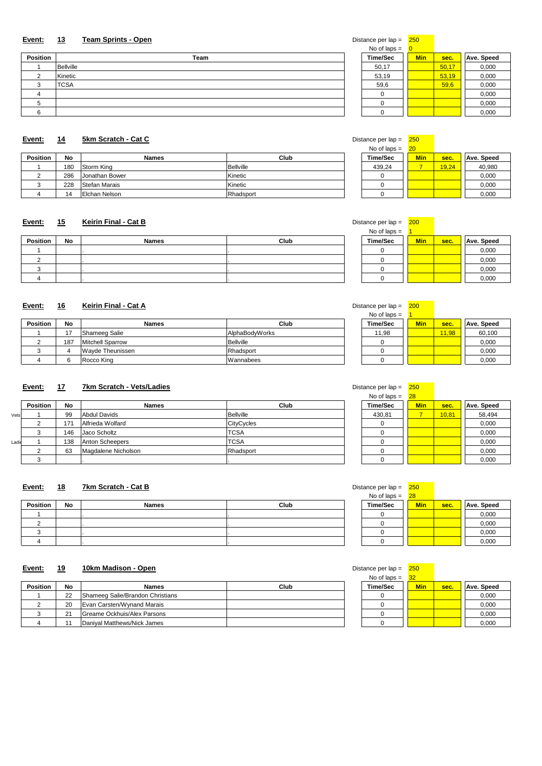**Event: 13 Team Sprints - Open**

Distance per lap = 250
No of laps = 0

| Position | Team | Time/Sec | Min | sec. | Ave. Speed |
|---|---|---|---|---|---|
| 1 | Bellville | 50,17 | | 50,17 | 0,000 |
| 2 | Kinetic | 53,19 | | 53,19 | 0,000 |
| 3 | TCSA | 59,6 | | 59,6 | 0,000 |
| 4 | | 0 | | | 0,000 |
| 5 | | 0 | | | 0,000 |
| 6 | | 0 | | | 0,000 |

**Event: 14 5km Scratch - Cat C**

Distance per lap = 250
No of laps = 20

| Position | No | Names | Club | Time/Sec | Min | sec. | Ave. Speed |
|---|---|---|---|---|---|---|---|
| 1 | 180 | Storm King | Bellville | 439,24 | 7 | 19,24 | 40,980 |
| 2 | 286 | Jonathan Bower | Kinetic | 0 | | | 0,000 |
| 3 | 228 | Stefan Marais | Kinetic | 0 | | | 0,000 |
| 4 | 14 | Elchan Nelson | Rhadsport | 0 | | | 0,000 |

**Event: 15 Keirin Final - Cat B**

Distance per lap = 200
No of laps = 1

| Position | No | Names | Club | Time/Sec | Min | sec. | Ave. Speed |
|---|---|---|---|---|---|---|---|
| 1 | | . | . | 0 | | | 0,000 |
| 2 | | . | . | 0 | | | 0,000 |
| 3 | | . | . | 0 | | | 0,000 |
| 4 | | . | . | 0 | | | 0,000 |

**Event: 16 Keirin Final - Cat A**

Distance per lap = 200
No of laps = 1

| Position | No | Names | Club | Time/Sec | Min | sec. | Ave. Speed |
|---|---|---|---|---|---|---|---|
| 1 | 17 | Shameeg Salie | AlphaBodyWorks | 11,98 | | 11,98 | 60,100 |
| 2 | 187 | Mitchell Sparrow | Bellville | 0 | | | 0,000 |
| 3 | 4 | Wayde Theunissen | Rhadsport | 0 | | | 0,000 |
| 4 | 6 | Rocco King | Wannabees | 0 | | | 0,000 |

**Event: 17 7km Scratch - Vets/Ladies**

Distance per lap = 250
No of laps = 28

| | Position | No | Names | Club | Time/Sec | Min | sec. | Ave. Speed |
|---|---|---|---|---|---|---|---|---|
| Vets | 1 | 99 | Abdul Davids | Bellville | 430,81 | 7 | 10,81 | 58,494 |
| | 2 | 171 | Alfrieda Wolfard | CityCycles | 0 | | | 0,000 |
| | 3 | 146 | Jaco Scholtz | TCSA | 0 | | | 0,000 |
| Ladi | 1 | 138 | Anton Scheepers | TCSA | 0 | | | 0,000 |
| | 2 | 63 | Magdalene Nicholson | Rhadsport | 0 | | | 0,000 |
| | 3 | | . | . | 0 | | | 0,000 |

**Event: 18 7km Scratch - Cat B**

Distance per lap = 250
No of laps = 28

| Position | No | Names | Club | Time/Sec | Min | sec. | Ave. Speed |
|---|---|---|---|---|---|---|---|
| 1 | | . | . | 0 | | | 0,000 |
| 2 | | . | . | 0 | | | 0,000 |
| 3 | | . | . | 0 | | | 0,000 |
| 4 | | . | . | 0 | | | 0,000 |

**Event: 19 10km Madison - Open**

Distance per lap = 250
No of laps = 32

| Position | No | Names | Club | Time/Sec | Min | sec. | Ave. Speed |
|---|---|---|---|---|---|---|---|
| 1 | 22 | Shameeg Salie/Brandon Christians | | 0 | | | 0,000 |
| 2 | 20 | Evan Carsten/Wynand Marais | | 0 | | | 0,000 |
| 3 | 21 | Greame Ockhuis/Alex Parsons | | 0 | | | 0,000 |
| 4 | 11 | Daniyal Matthews/Nick James | | 0 | | | 0,000 |